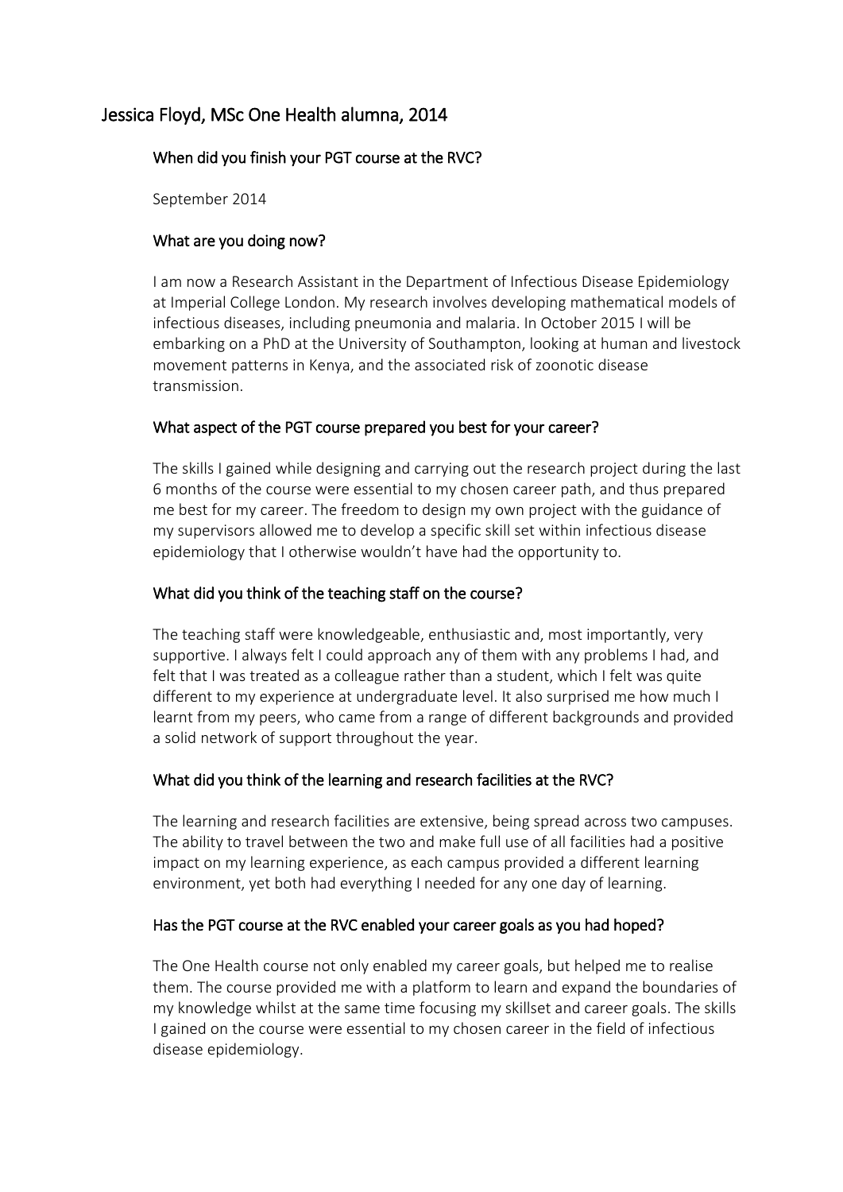## Jessica Floyd, MSc One Health alumna, 2014

### When did you finish your PGT course at the RVC?

September 2014

### What are you doing now?

I am now a Research Assistant in the Department of Infectious Disease Epidemiology at Imperial College London. My research involves developing mathematical models of infectious diseases, including pneumonia and malaria. In October 2015 I will be embarking on a PhD at the University of Southampton, looking at human and livestock movement patterns in Kenya, and the associated risk of zoonotic disease transmission.

### What aspect of the PGT course prepared you best for your career?

The skills I gained while designing and carrying out the research project during the last 6 months of the course were essential to my chosen career path, and thus prepared me best for my career. The freedom to design my own project with the guidance of my supervisors allowed me to develop a specific skill set within infectious disease epidemiology that I otherwise wouldn't have had the opportunity to.

### What did you think of the teaching staff on the course?

The teaching staff were knowledgeable, enthusiastic and, most importantly, very supportive. I always felt I could approach any of them with any problems I had, and felt that I was treated as a colleague rather than a student, which I felt was quite different to my experience at undergraduate level. It also surprised me how much I learnt from my peers, who came from a range of different backgrounds and provided a solid network of support throughout the year.

### What did you think of the learning and research facilities at the RVC?

The learning and research facilities are extensive, being spread across two campuses. The ability to travel between the two and make full use of all facilities had a positive impact on my learning experience, as each campus provided a different learning environment, yet both had everything I needed for any one day of learning.

### Has the PGT course at the RVC enabled your career goals as you had hoped?

The One Health course not only enabled my career goals, but helped me to realise them. The course provided me with a platform to learn and expand the boundaries of my knowledge whilst at the same time focusing my skillset and career goals. The skills I gained on the course were essential to my chosen career in the field of infectious disease epidemiology.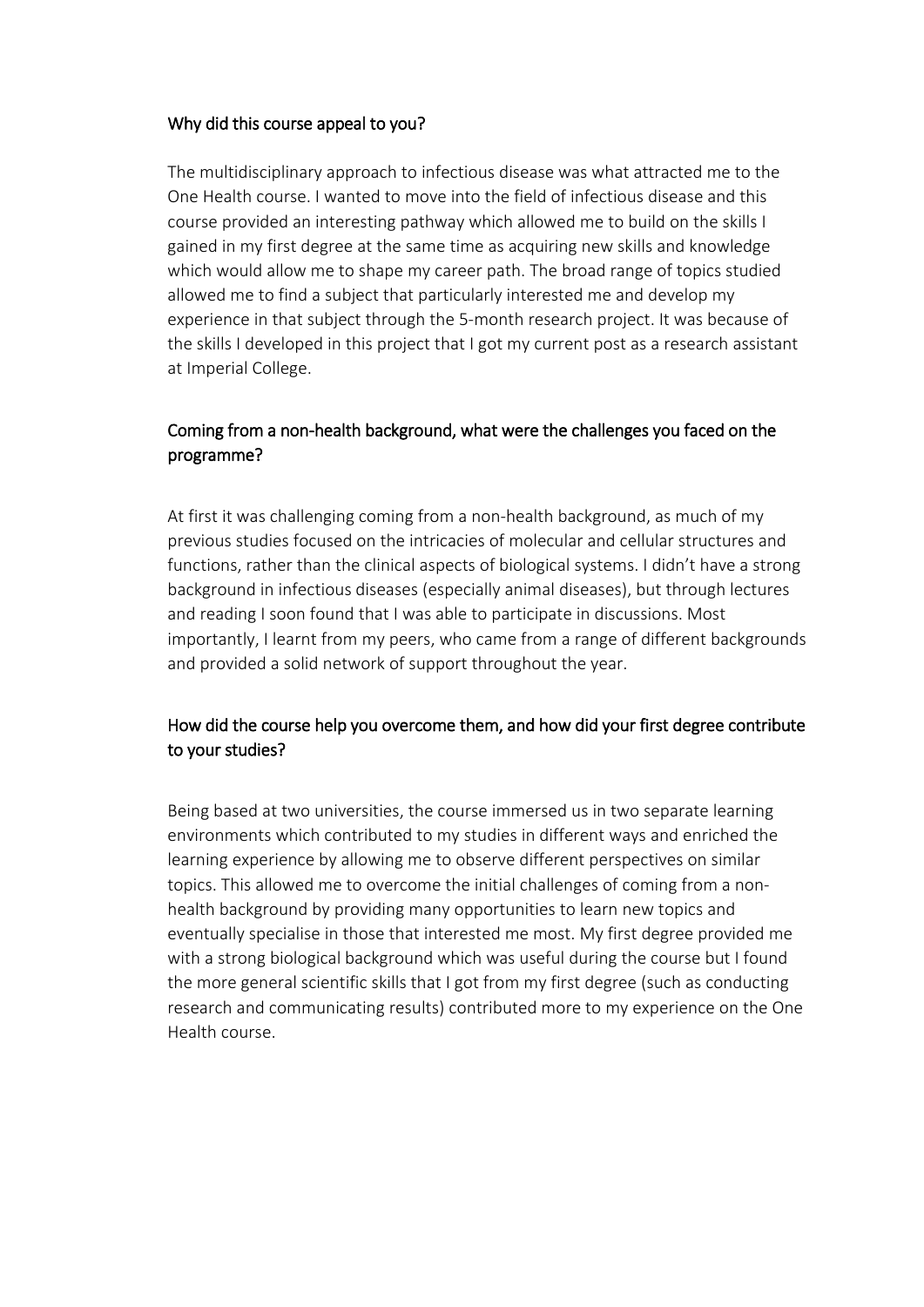### Why did this course appeal to you?

The multidisciplinary approach to infectious disease was what attracted me to the One Health course. I wanted to move into the field of infectious disease and this course provided an interesting pathway which allowed me to build on the skills I gained in my first degree at the same time as acquiring new skills and knowledge which would allow me to shape my career path. The broad range of topics studied allowed me to find a subject that particularly interested me and develop my experience in that subject through the 5-month research project. It was because of the skills I developed in this project that I got my current post as a research assistant at Imperial College.

### Coming from a non-health background, what were the challenges you faced on the programme?

At first it was challenging coming from a non-health background, as much of my previous studies focused on the intricacies of molecular and cellular structures and functions, rather than the clinical aspects of biological systems. I didn't have a strong background in infectious diseases (especially animal diseases), but through lectures and reading I soon found that I was able to participate in discussions. Most importantly, I learnt from my peers, who came from a range of different backgrounds and provided a solid network of support throughout the year.

### How did the course help you overcome them, and how did your first degree contribute to your studies?

Being based at two universities, the course immersed us in two separate learning environments which contributed to my studies in different ways and enriched the learning experience by allowing me to observe different perspectives on similar topics. This allowed me to overcome the initial challenges of coming from a non-health background by providing many opportunities to learn new topics and eventually specialise in those that interested me most. My first degree provided me with a strong biological background which was useful during the course but I found the more general scientific skills that I got from my first degree (such as conducting research and communicating results) contributed more to my experience on the One Health course.